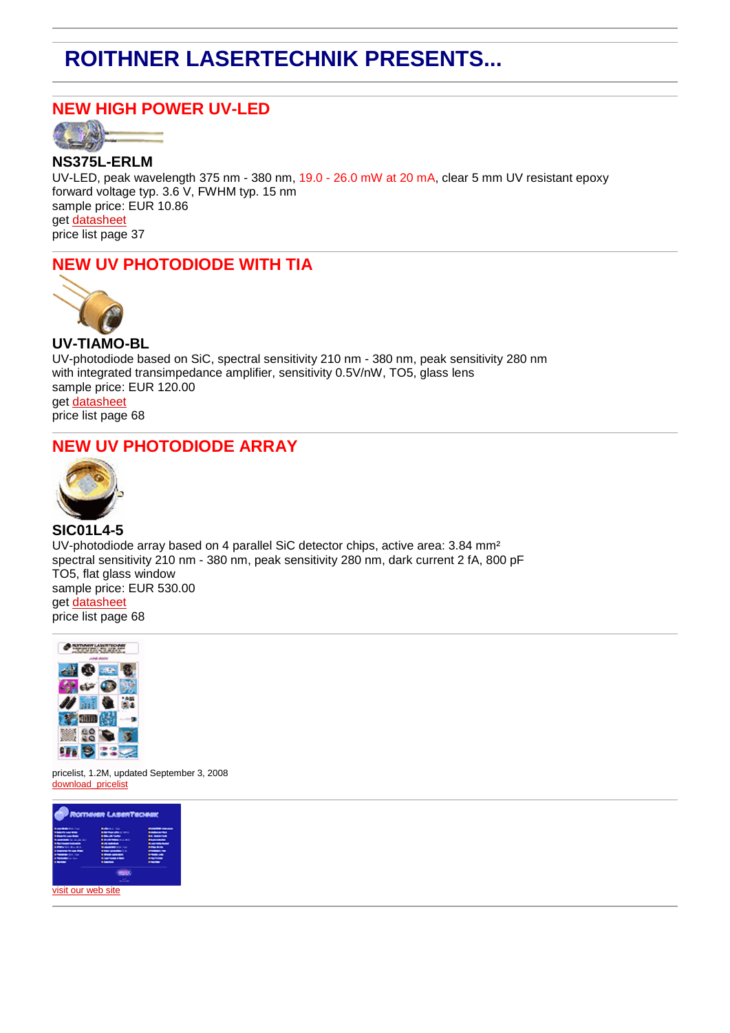# ROITHNER LASERTECHNIK PRESENTS...

---

## NEW HIGH POWER UV-LED

**NS375L-ERLM**
UV-LED, peak wavelength 375 nm - 380 nm, 19.0 - 26.0 mW at 20 mA, clear 5 mm UV resistant epoxy
forward voltage typ. 3.6 V, FWHM typ. 15 nm
sample price: EUR 10.86
get datasheet
price list page 37

---

## NEW UV PHOTODIODE WITH TIA

**UV-TIAMO-BL**
UV-photodiode based on SiC, spectral sensitivity 210 nm - 380 nm, peak sensitivity 280 nm
with integrated transimpedance amplifier, sensitivity 0.5V/nW, TO5, glass lens
sample price: EUR 120.00
get datasheet
price list page 68

---

## NEW UV PHOTODIODE ARRAY

**SIC01L4-5**
UV-photodiode array based on 4 parallel SiC detector chips, active area: 3.84 mm²
spectral sensitivity 210 nm - 380 nm, peak sensitivity 280 nm, dark current 2 fA, 800 pF
TO5, flat glass window
sample price: EUR 530.00
get datasheet
price list page 68

---

pricelist, 1.2M, updated September 3, 2008
download pricelist

---

visit our web site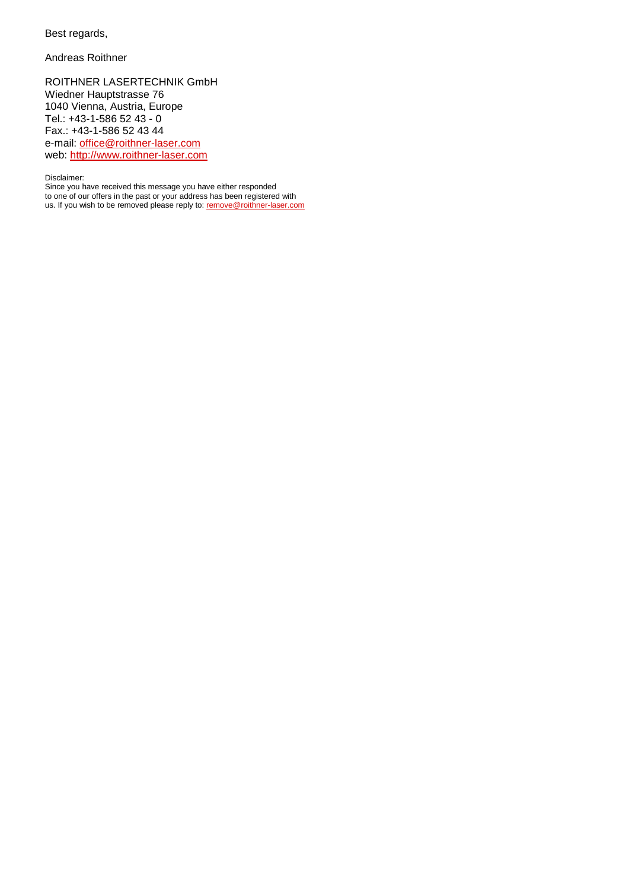Best regards,

Andreas Roithner

ROITHNER LASERTECHNIK GmbH
Wiedner Hauptstrasse 76
1040 Vienna, Austria, Europe
Tel.: +43-1-586 52 43 - 0
Fax.: +43-1-586 52 43 44
e-mail: office@roithner-laser.com
web: http://www.roithner-laser.com

Disclaimer:
Since you have received this message you have either responded
to one of our offers in the past or your address has been registered with
us. If you wish to be removed please reply to: remove@roithner-laser.com